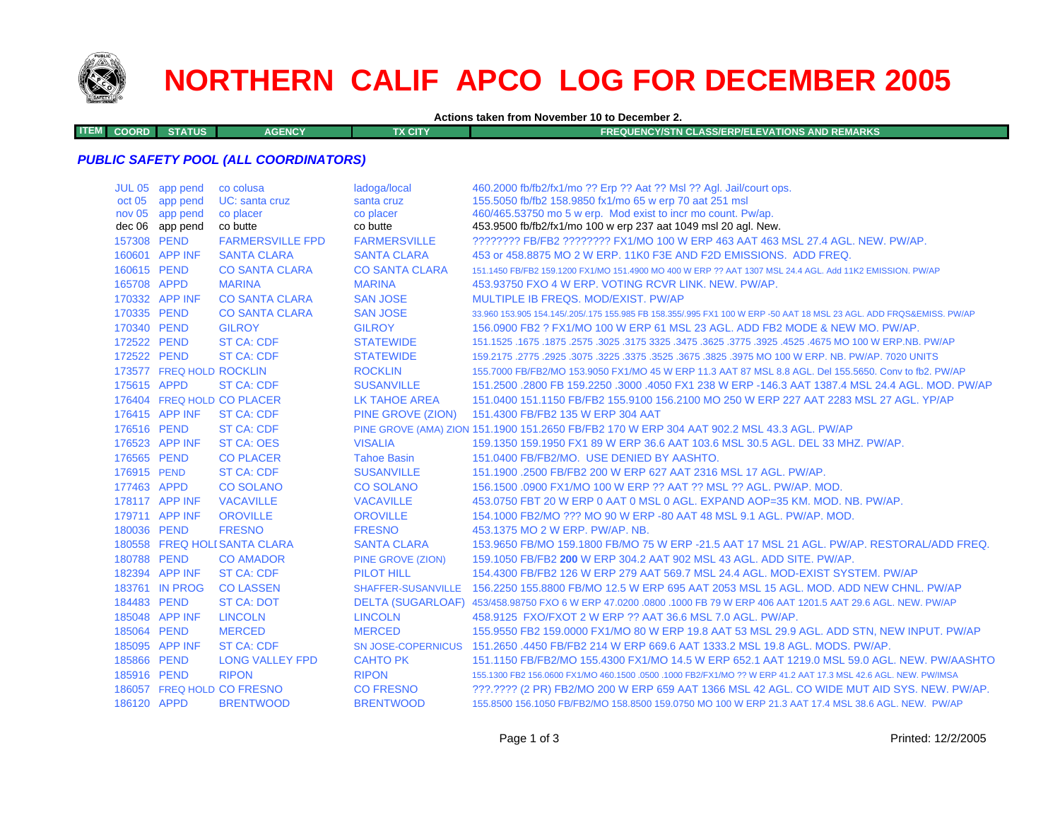# NORTHERN CALIF APCO LOG FOR DECEMBER 2005

**Actions taken from November 10 to December 2.**

## *PUBLIC SAFETY POOL (ALL COORDINATORS)*

| ITEM COORD | STATUS | AGENCY | TX CITY | FREQUENCY/STN CLASS/ERP/ELEVATIONS AND REMARKS |
|---|---|---|---|---|
| JUL 05 | app pend | co colusa | ladoga/local | 460.2000 fb/fb2/fx1/mo ?? Erp ?? Aat ?? Msl ?? Agl. Jail/court ops. |
| oct 05 | app pend | UC: santa cruz | santa cruz | 155.5050 fb/fb2 158.9850 fx1/mo 65 w erp 70 aat 251 msl |
| nov 05 | app pend | co placer | co placer | 460/465.53750 mo 5 w erp. Mod exist to incr mo count. Pw/ap. |
| dec 06 | app pend | co butte | co butte | 453.9500 fb/fb2/fx1/mo 100 w erp 237 aat 1049 msl 20 agl. New. |
| 157308 | PEND | FARMERSVILLE FPD | FARMERSVILLE | ???????? FB/FB2 ???????? FX1/MO 100 W ERP 463 AAT 463 MSL 27.4 AGL. NEW. PW/AP. |
| 160601 | APP INF | SANTA CLARA | SANTA CLARA | 453 or 458.8875 MO 2 W ERP. 11K0 F3E AND F2D EMISSIONS. ADD FREQ. |
| 160615 | PEND | CO SANTA CLARA | CO SANTA CLARA | 151.1450 FB/FB2 159.1200 FX1/MO 151.4900 MO 400 W ERP ?? AAT 1307 MSL 24.4 AGL. Add 11K2 EMISSION. PW/AP |
| 165708 | APPD | MARINA | MARINA | 453.93750 FXO 4 W ERP. VOTING RCVR LINK. NEW. PW/AP. |
| 170332 | APP INF | CO SANTA CLARA | SAN JOSE | MULTIPLE IB FREQS. MOD/EXIST. PW/AP |
| 170335 | PEND | CO SANTA CLARA | SAN JOSE | 33.960 153.905 154.145/.205/.175 155.985 FB 158.355/.995 FX1 100 W ERP -50 AAT 18 MSL 23 AGL. ADD FRQS&EMISS. PW/AP |
| 170340 | PEND | GILROY | GILROY | 156.0900 FB2 ? FX1/MO 100 W ERP 61 MSL 23 AGL. ADD FB2 MODE & NEW MO. PW/AP. |
| 172522 | PEND | ST CA: CDF | STATEWIDE | 151.1525 .1675 .1875 .2575 .3025 .3175 3325 .3475 .3625 .3775 .3925 .4525 .4675 MO 100 W ERP.NB. PW/AP |
| 172522 | PEND | ST CA: CDF | STATEWIDE | 159.2175 .2775 .2925 .3075 .3225 .3375 .3525 .3675 .3825 .3975 MO 100 W ERP. NB. PW/AP. 7020 UNITS |
| 173577 | FREQ HOLD | ROCKLIN | ROCKLIN | 155.7000 FB/FB2/MO 153.9050 FX1/MO 45 W ERP 11.3 AAT 87 MSL 8.8 AGL. Del 155.5650. Conv to fb2. PW/AP |
| 175615 | APPD | ST CA: CDF | SUSANVILLE | 151.2500 .2800 FB 159.2250 .3000 .4050 FX1 238 W ERP -146.3 AAT 1387.4 MSL 24.4 AGL. MOD. PW/AP |
| 176404 | FREQ HOLD | CO PLACER | LK TAHOE AREA | 151.0400 151.1150 FB/FB2 155.9100 156.2100 MO 250 W ERP 227 AAT 2283 MSL 27 AGL. YP/AP |
| 176415 | APP INF | ST CA: CDF | PINE GROVE (ZION) | 151.4300 FB/FB2 135 W ERP 304 AAT |
| 176516 | PEND | ST CA: CDF | PINE GROVE (AMA) ZION | 151.1900 151.2650 FB/FB2 170 W ERP 304 AAT 902.2 MSL 43.3 AGL. PW/AP |
| 176523 | APP INF | ST CA: OES | VISALIA | 159.1350 159.1950 FX1 89 W ERP 36.6 AAT 103.6 MSL 30.5 AGL. DEL 33 MHZ. PW/AP. |
| 176565 | PEND | CO PLACER | Tahoe Basin | 151.0400 FB/FB2/MO. USE DENIED BY AASHTO. |
| 176915 | PEND | ST CA: CDF | SUSANVILLE | 151.1900 .2500 FB/FB2 200 W ERP 627 AAT 2316 MSL 17 AGL. PW/AP. |
| 177463 | APPD | CO SOLANO | CO SOLANO | 156.1500 .0900 FX1/MO 100 W ERP ?? AAT ?? MSL ?? AGL. PW/AP. MOD. |
| 178117 | APP INF | VACAVILLE | VACAVILLE | 453.0750 FBT 20 W ERP 0 AAT 0 MSL 0 AGL. EXPAND AOP=35 KM. MOD. NB. PW/AP. |
| 179711 | APP INF | OROVILLE | OROVILLE | 154.1000 FB2/MO ??? MO 90 W ERP -80 AAT 48 MSL 9.1 AGL. PW/AP. MOD. |
| 180036 | PEND | FRESNO | FRESNO | 453.1375 MO 2 W ERP. PW/AP. NB. |
| 180558 | FREQ HOLD | SANTA CLARA | SANTA CLARA | 153.9650 FB/MO 159.1800 FB/MO 75 W ERP -21.5 AAT 17 MSL 21 AGL. PW/AP. RESTORAL/ADD FREQ. |
| 180788 | PEND | CO AMADOR | PINE GROVE (ZION) | 159.1050 FB/FB2 **200** W ERP 304.2 AAT 902 MSL 43 AGL. ADD SITE. PW/AP. |
| 182394 | APP INF | ST CA: CDF | PILOT HILL | 154.4300 FB/FB2 126 W ERP 279 AAT 569.7 MSL 24.4 AGL. MOD-EXIST SYSTEM. PW/AP |
| 183761 | IN PROG | CO LASSEN | SHAFFER-SUSANVILLE | 156.2250 155.8800 FB/MO 12.5 W ERP 695 AAT 2053 MSL 15 AGL. MOD. ADD NEW CHNL. PW/AP |
| 184483 | PEND | ST CA: DOT | DELTA (SUGARLOAF) | 453/458.98750 FXO 6 W ERP 47.0200 .0800 .1000 FB 79 W ERP 406 AAT 1201.5 AAT 29.6 AGL. NEW. PW/AP |
| 185048 | APP INF | LINCOLN | LINCOLN | 458.9125 FXO/FXOT 2 W ERP ?? AAT 36.6 MSL 7.0 AGL. PW/AP. |
| 185064 | PEND | MERCED | MERCED | 155.9550 FB2 159.0000 FX1/MO 80 W ERP 19.8 AAT 53 MSL 29.9 AGL. ADD STN, NEW INPUT. PW/AP |
| 185095 | APP INF | ST CA: CDF | SN JOSE-COPERNICUS | 151.2650 .4450 FB/FB2 214 W ERP 669.6 AAT 1333.2 MSL 19.8 AGL. MODS. PW/AP. |
| 185866 | PEND | LONG VALLEY FPD | CAHTO PK | 151.1150 FB/FB2/MO 155.4300 FX1/MO 14.5 W ERP 652.1 AAT 1219.0 MSL 59.0 AGL. NEW. PW/AASHTO |
| 185916 | PEND | RIPON | RIPON | 155.1300 FB2 156.0600 FX1/MO 460.1500 .0500 .1000 FB2/FX1/MO ?? W ERP 41.2 AAT 17.3 MSL 42.6 AGL. NEW. PW/IMSA |
| 186057 | FREQ HOLD | CO FRESNO | CO FRESNO | ???.???? (2 PR) FB2/MO 200 W ERP 659 AAT 1366 MSL 42 AGL. CO WIDE MUT AID SYS. NEW. PW/AP. |
| 186120 | APPD | BRENTWOOD | BRENTWOOD | 155.8500 156.1050 FB/FB2/MO 158.8500 159.0750 MO 100 W ERP 21.3 AAT 17.4 MSL 38.6 AGL. NEW. PW/AP |

Printed: 12/2/2005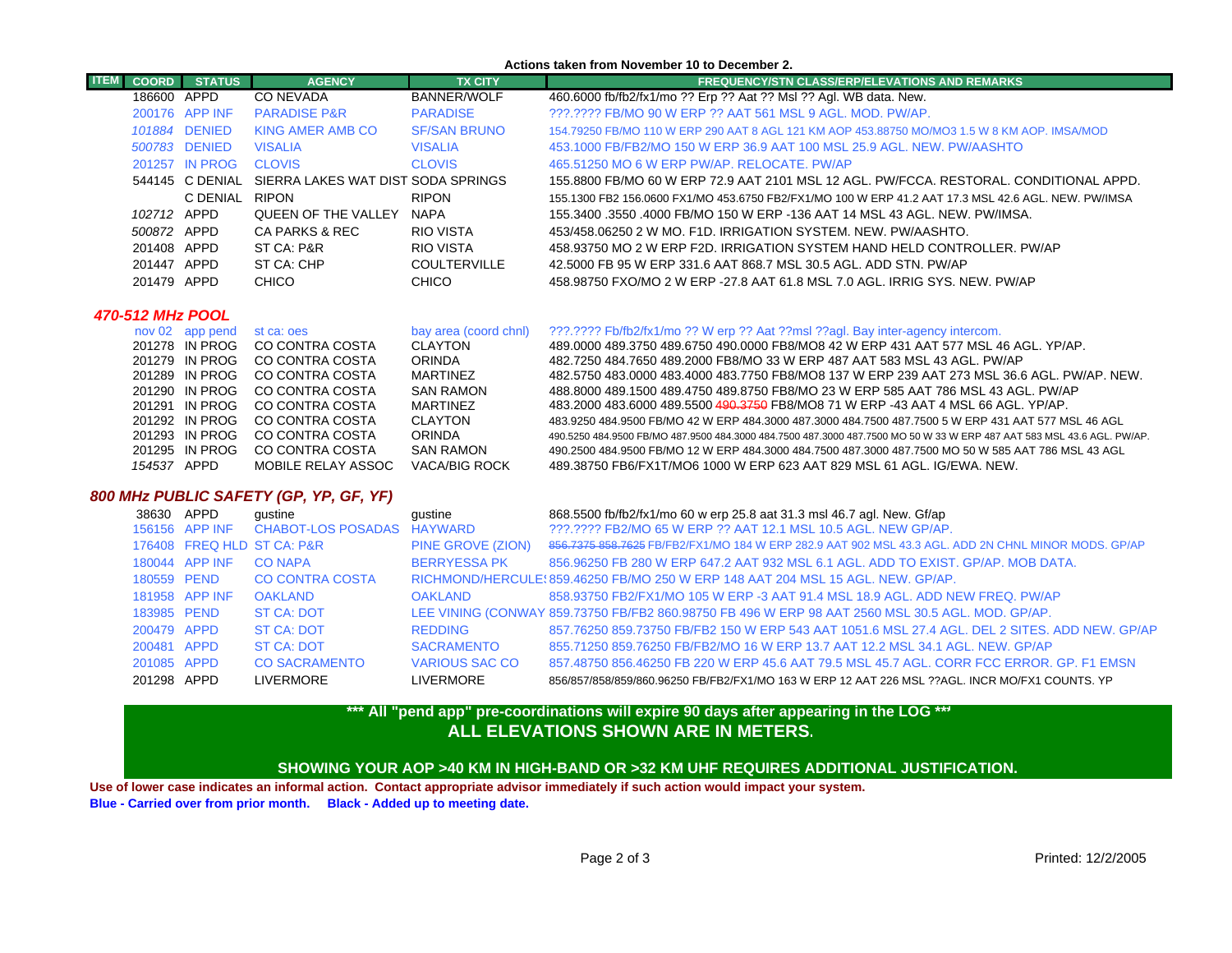**Actions taken from November 10 to December 2.**

| ITEM | COORD | STATUS | AGENCY | TX CITY | FREQUENCY/STN CLASS/ERP/ELEVATIONS AND REMARKS |
|---|---|---|---|---|---|
| | 186600 | APPD | CO NEVADA | BANNER/WOLF | 460.6000 fb/fb2/fx1/mo ?? Erp ?? Aat ?? Msl ?? Agl. WB data. New. |
| | 200176 | APP INF | PARADISE P&R | PARADISE | ???.???? FB/MO 90 W ERP ?? AAT 561 MSL 9 AGL. MOD. PW/AP. |
| | *101884* | DENIED | KING AMER AMB CO | SF/SAN BRUNO | 154.79250 FB/MO 110 W ERP 290 AAT 8 AGL 121 KM AOP 453.88750 MO/MO3 1.5 W 8 KM AOP. IMSA/MOD |
| | *500783* | DENIED | VISALIA | VISALIA | 453.1000 FB/FB2/MO 150 W ERP 36.9 AAT 100 MSL 25.9 AGL. NEW. PW/AASHTO |
| | 201257 | IN PROG | CLOVIS | CLOVIS | 465.51250 MO 6 W ERP PW/AP. RELOCATE. PW/AP |
| | 544145 | C DENIAL | SIERRA LAKES WAT DIST | SODA SPRINGS | 155.8800 FB/MO 60 W ERP 72.9 AAT 2101 MSL 12 AGL. PW/FCCA. RESTORAL. CONDITIONAL APPD. |
| | | C DENIAL | RIPON | RIPON | 155.1300 FB2 156.0600 FX1/MO 453.6750 FB2/FX1/MO 100 W ERP 41.2 AAT 17.3 MSL 42.6 AGL. NEW. PW/IMSA |
| | *102712* | APPD | QUEEN OF THE VALLEY | NAPA | 155.3400 .3550 .4000 FB/MO 150 W ERP -136 AAT 14 MSL 43 AGL. NEW. PW/IMSA. |
| | *500872* | APPD | CA PARKS & REC | RIO VISTA | 453/458.06250 2 W MO. F1D. IRRIGATION SYSTEM. NEW. PW/AASHTO. |
| | 201408 | APPD | ST CA: P&R | RIO VISTA | 458.93750 MO 2 W ERP F2D. IRRIGATION SYSTEM HAND HELD CONTROLLER. PW/AP |
| | 201447 | APPD | ST CA: CHP | COULTERVILLE | 42.5000 FB 95 W ERP 331.6 AAT 868.7 MSL 30.5 AGL. ADD STN. PW/AP |
| | 201479 | APPD | CHICO | CHICO | 458.98750 FXO/MO 2 W ERP -27.8 AAT 61.8 MSL 7.0 AGL. IRRIG SYS. NEW. PW/AP |

### *470-512 MHz POOL*

| ITEM | COORD | STATUS | AGENCY | TX CITY | FREQUENCY/STN CLASS/ERP/ELEVATIONS AND REMARKS |
|---|---|---|---|---|---|
| | nov 02 | app pend | st ca: oes | bay area (coord chnl) | ???.???? Fb/fb2/fx1/mo ?? W erp ?? Aat ??msl ??agl. Bay inter-agency intercom. |
| | 201278 | IN PROG | CO CONTRA COSTA | CLAYTON | 489.0000 489.3750 489.6750 490.0000 FB8/MO8 42 W ERP 431 AAT 577 MSL 46 AGL. YP/AP. |
| | 201279 | IN PROG | CO CONTRA COSTA | ORINDA | 482.7250 484.7650 489.2000 FB8/MO8 33 W ERP 487 AAT 583 MSL 43 AGL. PW/AP |
| | 201289 | IN PROG | CO CONTRA COSTA | MARTINEZ | 482.5750 483.0000 483.4000 483.7750 FB8/MO8 137 W ERP 239 AAT 273 MSL 36.6 AGL. PW/AP. NEW. |
| | 201290 | IN PROG | CO CONTRA COSTA | SAN RAMON | 488.8000 489.1500 489.4750 489.8750 FB8/MO8 23 W ERP 585 AAT 786 MSL 43 AGL. PW/AP |
| | 201291 | IN PROG | CO CONTRA COSTA | MARTINEZ | 483.2000 483.6000 489.5500 ~~490.3750~~ FB8/MO8 71 W ERP -43 AAT 4 MSL 66 AGL. YP/AP. |
| | 201292 | IN PROG | CO CONTRA COSTA | CLAYTON | 483.9250 484.9500 FB/MO 42 W ERP 484.3000 487.3000 484.7500 487.7500 5 W ERP 431 AAT 577 MSL 46 AGL |
| | 201293 | IN PROG | CO CONTRA COSTA | ORINDA | 490.5250 484.9500 FB/MO 487.9500 484.3000 484.7500 487.3000 487.7500 MO 50 W 33 W ERP 487 AAT 583 MSL 43.6 AGL. PW/AP. |
| | 201295 | IN PROG | CO CONTRA COSTA | SAN RAMON | 490.2500 484.9500 FB/MO 12 W ERP 484.3000 484.7500 487.3000 487.7500 MO 50 W 585 AAT 786 MSL 43 AGL |
| | *154537* | APPD | MOBILE RELAY ASSOC | VACA/BIG ROCK | 489.38750 FB6/FX1T/MO6 1000 W ERP 623 AAT 829 MSL 61 AGL. IG/EWA. NEW. |

### *800 MHz PUBLIC SAFETY (GP, YP, GF, YF)*

| ITEM | COORD | STATUS | AGENCY | TX CITY | FREQUENCY/STN CLASS/ERP/ELEVATIONS AND REMARKS |
|---|---|---|---|---|---|
| | 38630 | APPD | gustine | gustine | 868.5500 fb/fb2/fx1/mo 60 w erp 25.8 aat 31.3 msl 46.7 agl. New. Gf/ap |
| | 156156 | APP INF | CHABOT-LOS POSADAS | HAYWARD | ???.???? FB2/MO 65 W ERP ?? AAT 12.1 MSL 10.5 AGL. NEW GP/AP. |
| | 176408 | FREQ HLD | ST CA: P&R | PINE GROVE (ZION) | ~~856.7375 858.7625~~ FB/FB2/FX1/MO 184 W ERP 282.9 AAT 902 MSL 43.3 AGL. ADD 2N CHNL MINOR MODS. GP/AP |
| | 180044 | APP INF | CO NAPA | BERRYESSA PK | 856.96250 FB 280 W ERP 647.2 AAT 932 MSL 6.1 AGL. ADD TO EXIST. GP/AP. MOB DATA. |
| | 180559 | PEND | CO CONTRA COSTA | RICHMOND/HERCULES | 859.46250 FB/MO 250 W ERP 148 AAT 204 MSL 15 AGL. NEW. GP/AP. |
| | 181958 | APP INF | OAKLAND | OAKLAND | 858.93750 FB2/FX1/MO 105 W ERP -3 AAT 91.4 MSL 18.9 AGL. ADD NEW FREQ. PW/AP |
| | 183985 | PEND | ST CA: DOT | LEE VINING (CONWAY) | 859.73750 FB/FB2 860.98750 FB 496 W ERP 98 AAT 2560 MSL 30.5 AGL. MOD. GP/AP. |
| | 200479 | APPD | ST CA: DOT | REDDING | 857.76250 859.73750 FB/FB2 150 W ERP 543 AAT 1051.6 MSL 27.4 AGL. DEL 2 SITES. ADD NEW. GP/AP |
| | 200481 | APPD | ST CA: DOT | SACRAMENTO | 855.71250 859.76250 FB/FB2/MO 16 W ERP 13.7 AAT 12.2 MSL 34.1 AGL. NEW. GP/AP |
| | 201085 | APPD | CO SACRAMENTO | VARIOUS SAC CO | 857.48750 856.46250 FB 220 W ERP 45.6 AAT 79.5 MSL 45.7 AGL. CORR FCC ERROR. GP. F1 EMSN |
| | 201298 | APPD | LIVERMORE | LIVERMORE | 856/857/858/859/860.96250 FB/FB2/FX1/MO 163 W ERP 12 AAT 226 MSL ??AGL. INCR MO/FX1 COUNTS. YP |

**\*\*\* All "pend app" pre-coordinations will expire 90 days after appearing in the LOG \*\*\***

**ALL ELEVATIONS SHOWN ARE IN METERS.**

**SHOWING YOUR AOP >40 KM IN HIGH-BAND OR >32 KM UHF REQUIRES ADDITIONAL JUSTIFICATION.**

**Use of lower case indicates an informal action. Contact appropriate advisor immediately if such action would impact your system.**

**Blue - Carried over from prior month. Black - Added up to meeting date.**

Printed: 12/2/2005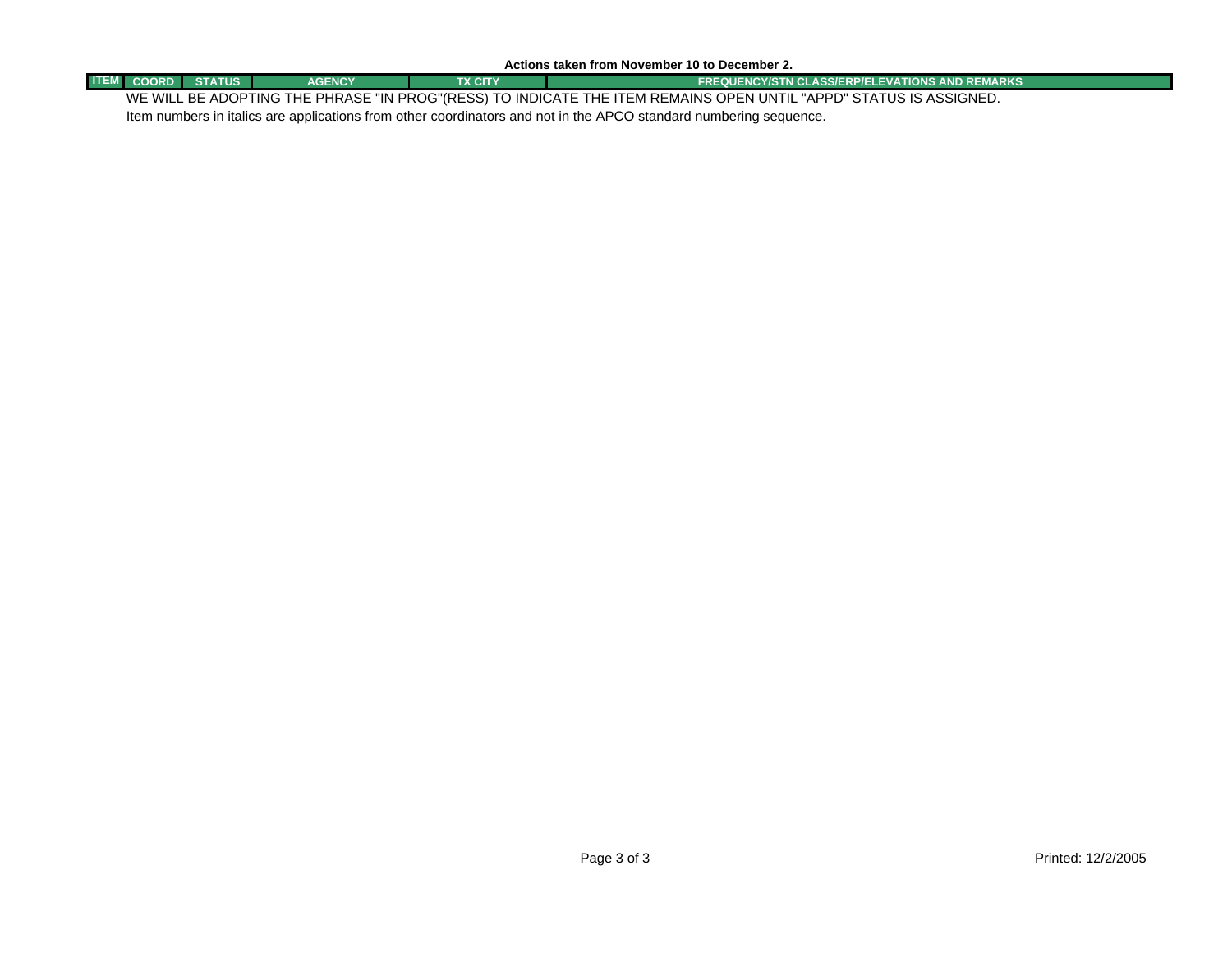**Actions taken from November 10 to December 2.**

| ITEM | COORD | STATUS | AGENCY | TX CITY | FREQUENCY/STN CLASS/ERP/ELEVATIONS AND REMARKS |
|---|---|---|---|---|---|

WE WILL BE ADOPTING THE PHRASE "IN PROG"(RESS) TO INDICATE THE ITEM REMAINS OPEN UNTIL "APPD" STATUS IS ASSIGNED.

Item numbers in italics are applications from other coordinators and not in the APCO standard numbering sequence.

Printed: 12/2/2005